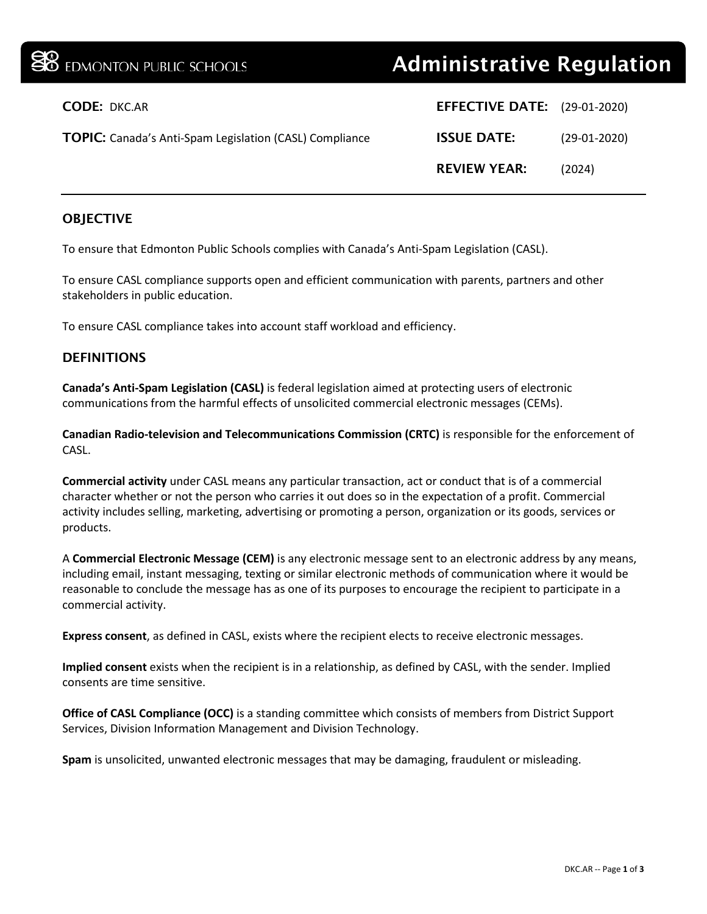EDMONTON PUBLIC SCHOOLS

# Administrative Regulation

**CODE:** DKC.AR

**TOPIC:** Canada's Anti-Spam Legislation (CASL) Compliance

**EFFECTIVE DATE:** (29-01-2020)

**ISSUE DATE:** (29-01-2020)

**REVIEW YEAR:** (2024)

---

## OBJECTIVE

To ensure that Edmonton Public Schools complies with Canada's Anti-Spam Legislation (CASL).

To ensure CASL compliance supports open and efficient communication with parents, partners and other stakeholders in public education.

To ensure CASL compliance takes into account staff workload and efficiency.

## DEFINITIONS

**Canada's Anti-Spam Legislation (CASL)** is federal legislation aimed at protecting users of electronic communications from the harmful effects of unsolicited commercial electronic messages (CEMs).

**Canadian Radio-television and Telecommunications Commission (CRTC)** is responsible for the enforcement of CASL.

**Commercial activity** under CASL means any particular transaction, act or conduct that is of a commercial character whether or not the person who carries it out does so in the expectation of a profit. Commercial activity includes selling, marketing, advertising or promoting a person, organization or its goods, services or products.

A **Commercial Electronic Message (CEM)** is any electronic message sent to an electronic address by any means, including email, instant messaging, texting or similar electronic methods of communication where it would be reasonable to conclude the message has as one of its purposes to encourage the recipient to participate in a commercial activity.

**Express consent**, as defined in CASL, exists where the recipient elects to receive electronic messages.

**Implied consent** exists when the recipient is in a relationship, as defined by CASL, with the sender. Implied consents are time sensitive.

**Office of CASL Compliance (OCC)** is a standing committee which consists of members from District Support Services, Division Information Management and Division Technology.

**Spam** is unsolicited, unwanted electronic messages that may be damaging, fraudulent or misleading.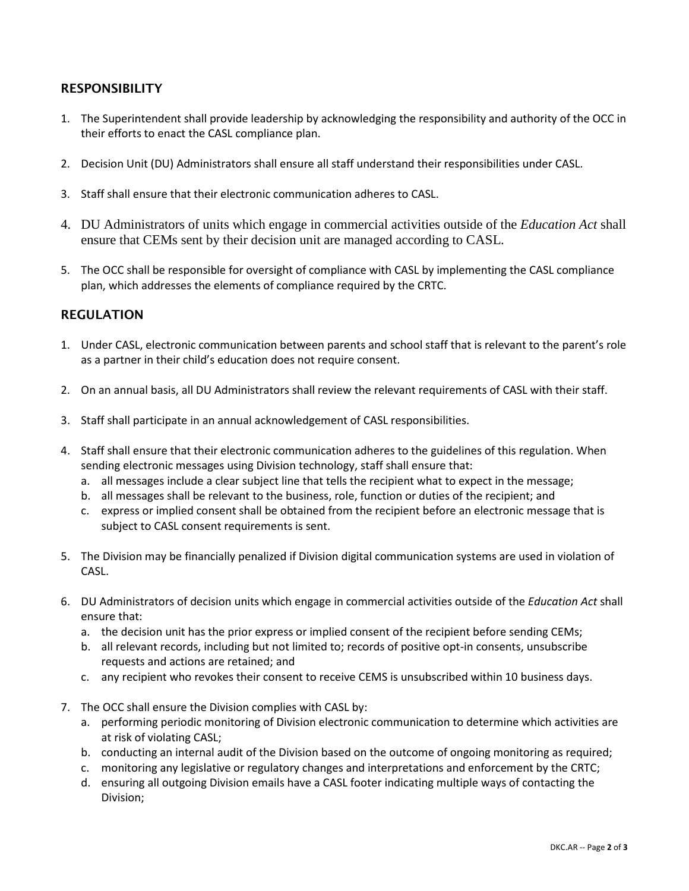## RESPONSIBILITY

1. The Superintendent shall provide leadership by acknowledging the responsibility and authority of the OCC in their efforts to enact the CASL compliance plan.

2. Decision Unit (DU) Administrators shall ensure all staff understand their responsibilities under CASL.

3. Staff shall ensure that their electronic communication adheres to CASL.

4. DU Administrators of units which engage in commercial activities outside of the *Education Act* shall ensure that CEMs sent by their decision unit are managed according to CASL.

5. The OCC shall be responsible for oversight of compliance with CASL by implementing the CASL compliance plan, which addresses the elements of compliance required by the CRTC.

## REGULATION

1. Under CASL, electronic communication between parents and school staff that is relevant to the parent's role as a partner in their child's education does not require consent.

2. On an annual basis, all DU Administrators shall review the relevant requirements of CASL with their staff.

3. Staff shall participate in an annual acknowledgement of CASL responsibilities.

4. Staff shall ensure that their electronic communication adheres to the guidelines of this regulation. When sending electronic messages using Division technology, staff shall ensure that:
   a. all messages include a clear subject line that tells the recipient what to expect in the message;
   b. all messages shall be relevant to the business, role, function or duties of the recipient; and
   c. express or implied consent shall be obtained from the recipient before an electronic message that is subject to CASL consent requirements is sent.

5. The Division may be financially penalized if Division digital communication systems are used in violation of CASL.

6. DU Administrators of decision units which engage in commercial activities outside of the *Education Act* shall ensure that:
   a. the decision unit has the prior express or implied consent of the recipient before sending CEMs;
   b. all relevant records, including but not limited to; records of positive opt-in consents, unsubscribe requests and actions are retained; and
   c. any recipient who revokes their consent to receive CEMS is unsubscribed within 10 business days.

7. The OCC shall ensure the Division complies with CASL by:
   a. performing periodic monitoring of Division electronic communication to determine which activities are at risk of violating CASL;
   b. conducting an internal audit of the Division based on the outcome of ongoing monitoring as required;
   c. monitoring any legislative or regulatory changes and interpretations and enforcement by the CRTC;
   d. ensuring all outgoing Division emails have a CASL footer indicating multiple ways of contacting the Division;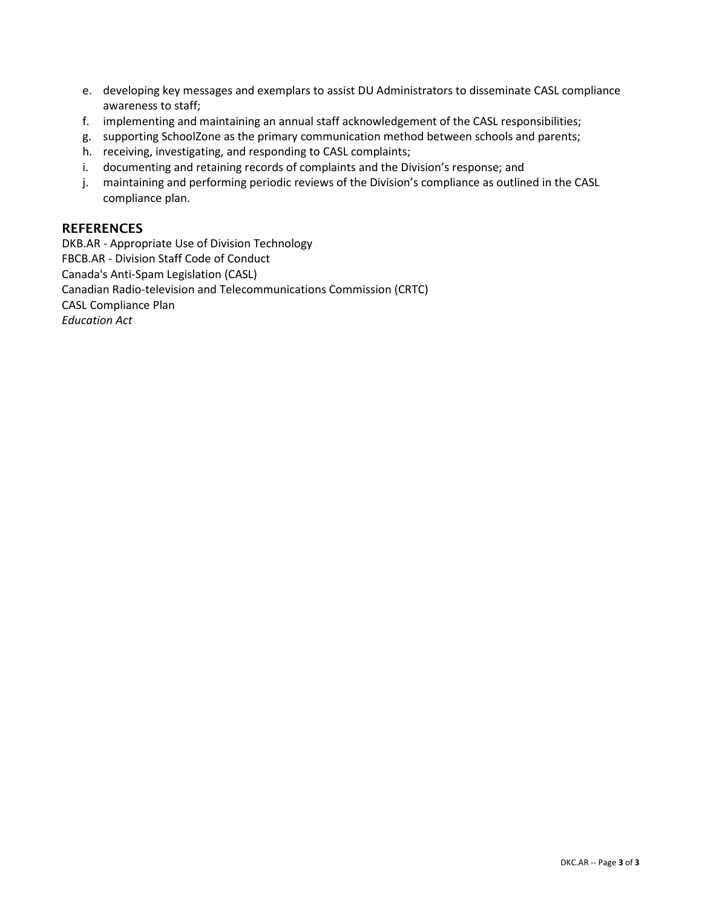e. developing key messages and exemplars to assist DU Administrators to disseminate CASL compliance awareness to staff;
f. implementing and maintaining an annual staff acknowledgement of the CASL responsibilities;
g. supporting SchoolZone as the primary communication method between schools and parents;
h. receiving, investigating, and responding to CASL complaints;
i. documenting and retaining records of complaints and the Division's response; and
j. maintaining and performing periodic reviews of the Division's compliance as outlined in the CASL compliance plan.

## REFERENCES

DKB.AR - Appropriate Use of Division Technology
FBCB.AR - Division Staff Code of Conduct
Canada's Anti-Spam Legislation (CASL)
Canadian Radio-television and Telecommunications Commission (CRTC)
CASL Compliance Plan
*Education Act*